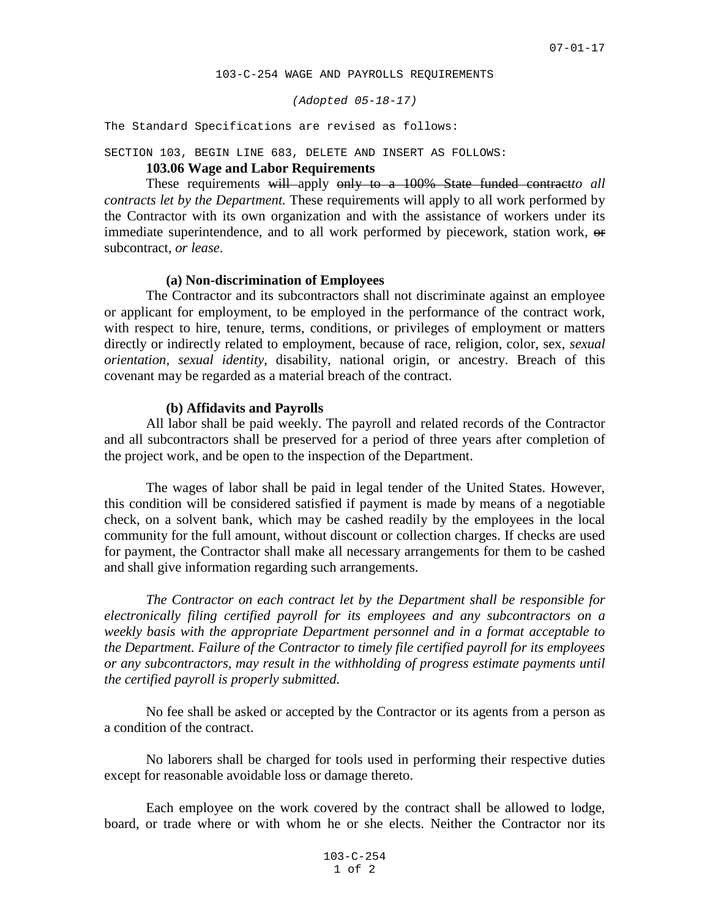07-01-17

103-C-254 WAGE AND PAYROLLS REQUIREMENTS

*(Adopted 05-18-17)*

The Standard Specifications are revised as follows:

SECTION 103, BEGIN LINE 683, DELETE AND INSERT AS FOLLOWS:

**103.06 Wage and Labor Requirements**

These requirements ~~will~~ apply ~~only to a 100% State funded contract~~*to all contracts let by the Department.* These requirements will apply to all work performed by the Contractor with its own organization and with the assistance of workers under its immediate superintendence, and to all work performed by piecework, station work, ~~or~~ subcontract, *or lease*.

**(a) Non-discrimination of Employees**

The Contractor and its subcontractors shall not discriminate against an employee or applicant for employment, to be employed in the performance of the contract work, with respect to hire, tenure, terms, conditions, or privileges of employment or matters directly or indirectly related to employment, because of race, religion, color, sex, *sexual orientation, sexual identity*, disability, national origin, or ancestry. Breach of this covenant may be regarded as a material breach of the contract.

**(b) Affidavits and Payrolls**

All labor shall be paid weekly. The payroll and related records of the Contractor and all subcontractors shall be preserved for a period of three years after completion of the project work, and be open to the inspection of the Department.

The wages of labor shall be paid in legal tender of the United States. However, this condition will be considered satisfied if payment is made by means of a negotiable check, on a solvent bank, which may be cashed readily by the employees in the local community for the full amount, without discount or collection charges. If checks are used for payment, the Contractor shall make all necessary arrangements for them to be cashed and shall give information regarding such arrangements.

*The Contractor on each contract let by the Department shall be responsible for electronically filing certified payroll for its employees and any subcontractors on a weekly basis with the appropriate Department personnel and in a format acceptable to the Department. Failure of the Contractor to timely file certified payroll for its employees or any subcontractors, may result in the withholding of progress estimate payments until the certified payroll is properly submitted.*

No fee shall be asked or accepted by the Contractor or its agents from a person as a condition of the contract.

No laborers shall be charged for tools used in performing their respective duties except for reasonable avoidable loss or damage thereto.

Each employee on the work covered by the contract shall be allowed to lodge, board, or trade where or with whom he or she elects. Neither the Contractor nor its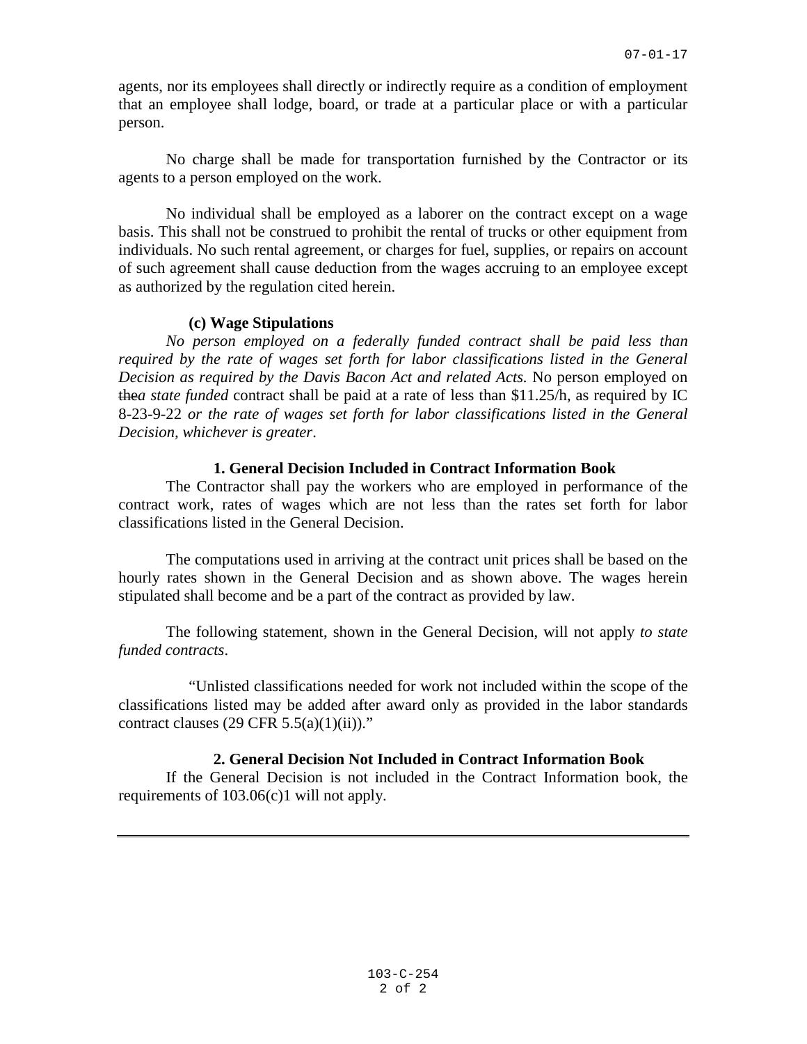agents, nor its employees shall directly or indirectly require as a condition of employment that an employee shall lodge, board, or trade at a particular place or with a particular person.

No charge shall be made for transportation furnished by the Contractor or its agents to a person employed on the work.

No individual shall be employed as a laborer on the contract except on a wage basis. This shall not be construed to prohibit the rental of trucks or other equipment from individuals. No such rental agreement, or charges for fuel, supplies, or repairs on account of such agreement shall cause deduction from the wages accruing to an employee except as authorized by the regulation cited herein.

**(c) Wage Stipulations**

*No person employed on a federally funded contract shall be paid less than required by the rate of wages set forth for labor classifications listed in the General Decision as required by the Davis Bacon Act and related Acts.* No person employed on ~~the~~*a state funded* contract shall be paid at a rate of less than \$11.25/h, as required by IC 8-23-9-22 *or the rate of wages set forth for labor classifications listed in the General Decision, whichever is greater*.

**1. General Decision Included in Contract Information Book**

The Contractor shall pay the workers who are employed in performance of the contract work, rates of wages which are not less than the rates set forth for labor classifications listed in the General Decision.

The computations used in arriving at the contract unit prices shall be based on the hourly rates shown in the General Decision and as shown above. The wages herein stipulated shall become and be a part of the contract as provided by law.

The following statement, shown in the General Decision, will not apply *to state funded contracts*.

"Unlisted classifications needed for work not included within the scope of the classifications listed may be added after award only as provided in the labor standards contract clauses (29 CFR 5.5(a)(1)(ii))."

**2. General Decision Not Included in Contract Information Book**

If the General Decision is not included in the Contract Information book, the requirements of 103.06(c)1 will not apply.